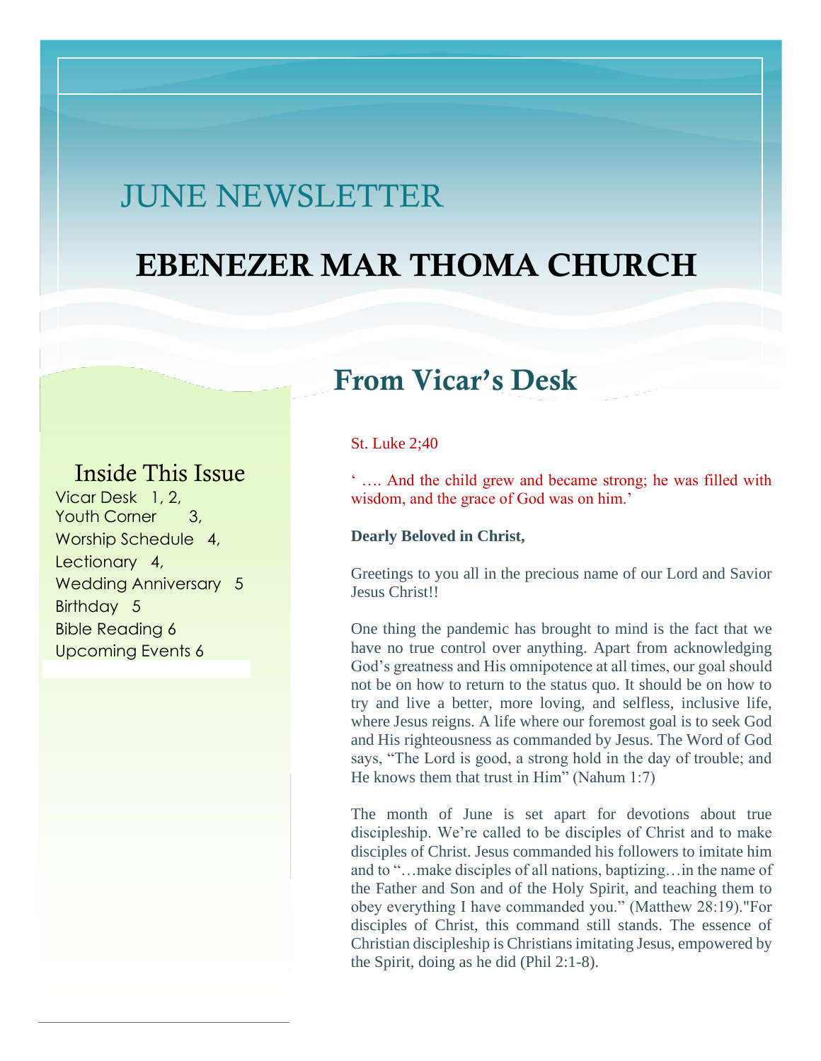# JUNE NEWSLETTER

# EBENEZER MAR THOMA CHURCH

### Inside This Issue

Vicar Desk 1, 2,
Youth Corner 3,
Worship Schedule 4,
Lectionary 4,
Wedding Anniversary 5
Birthday 5
Bible Reading 6
Upcoming Events 6

## From Vicar's Desk

St. Luke 2;40

' …. And the child grew and became strong; he was filled with wisdom, and the grace of God was on him.'

**Dearly Beloved in Christ,**

Greetings to you all in the precious name of our Lord and Savior Jesus Christ!!

One thing the pandemic has brought to mind is the fact that we have no true control over anything. Apart from acknowledging God's greatness and His omnipotence at all times, our goal should not be on how to return to the status quo. It should be on how to try and live a better, more loving, and selfless, inclusive life, where Jesus reigns. A life where our foremost goal is to seek God and His righteousness as commanded by Jesus. The Word of God says, "The Lord is good, a strong hold in the day of trouble; and He knows them that trust in Him" (Nahum 1:7)

The month of June is set apart for devotions about true discipleship. We're called to be disciples of Christ and to make disciples of Christ. Jesus commanded his followers to imitate him and to "…make disciples of all nations, baptizing…in the name of the Father and Son and of the Holy Spirit, and teaching them to obey everything I have commanded you." (Matthew 28:19)."For disciples of Christ, this command still stands. The essence of Christian discipleship is Christians imitating Jesus, empowered by the Spirit, doing as he did (Phil 2:1-8).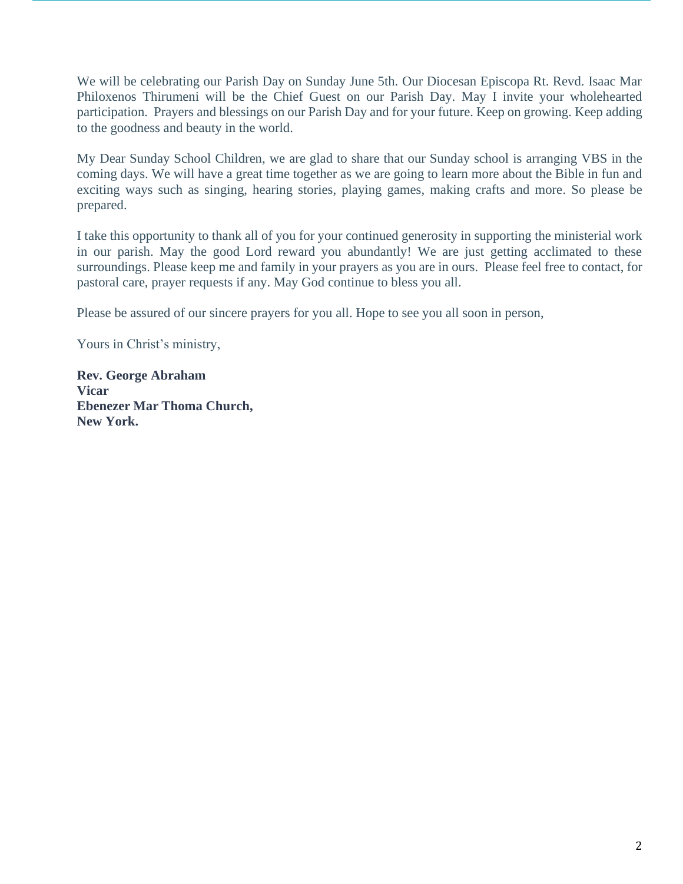We will be celebrating our Parish Day on Sunday June 5th. Our Diocesan Episcopa Rt. Revd. Isaac Mar Philoxenos Thirumeni will be the Chief Guest on our Parish Day. May I invite your wholehearted participation. Prayers and blessings on our Parish Day and for your future. Keep on growing. Keep adding to the goodness and beauty in the world.

My Dear Sunday School Children, we are glad to share that our Sunday school is arranging VBS in the coming days. We will have a great time together as we are going to learn more about the Bible in fun and exciting ways such as singing, hearing stories, playing games, making crafts and more. So please be prepared.

I take this opportunity to thank all of you for your continued generosity in supporting the ministerial work in our parish. May the good Lord reward you abundantly! We are just getting acclimated to these surroundings. Please keep me and family in your prayers as you are in ours. Please feel free to contact, for pastoral care, prayer requests if any. May God continue to bless you all.

Please be assured of our sincere prayers for you all. Hope to see you all soon in person,

Yours in Christ's ministry,

**Rev. George Abraham**
**Vicar**
**Ebenezer Mar Thoma Church,**
**New York.**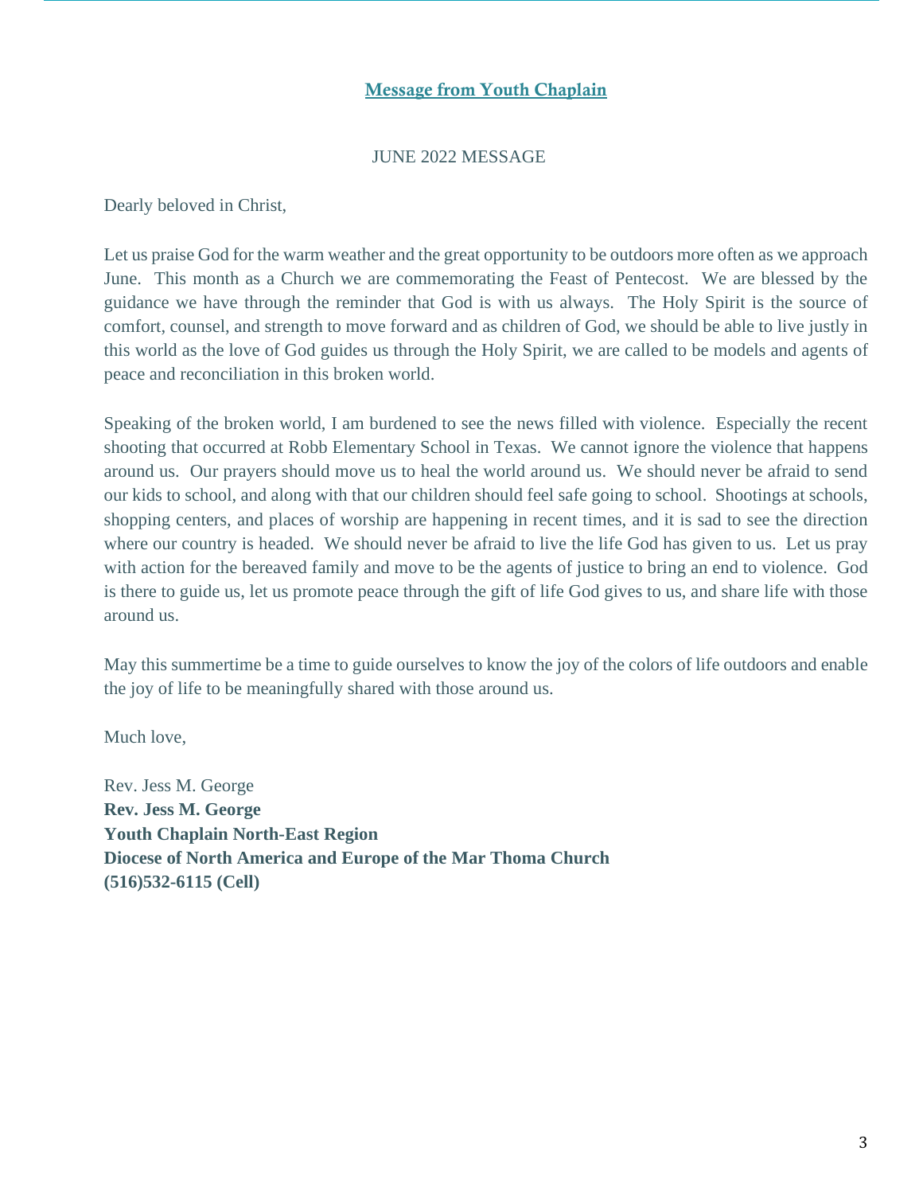## Message from Youth Chaplain

JUNE 2022 MESSAGE

Dearly beloved in Christ,

Let us praise God for the warm weather and the great opportunity to be outdoors more often as we approach June. This month as a Church we are commemorating the Feast of Pentecost. We are blessed by the guidance we have through the reminder that God is with us always. The Holy Spirit is the source of comfort, counsel, and strength to move forward and as children of God, we should be able to live justly in this world as the love of God guides us through the Holy Spirit, we are called to be models and agents of peace and reconciliation in this broken world.

Speaking of the broken world, I am burdened to see the news filled with violence. Especially the recent shooting that occurred at Robb Elementary School in Texas. We cannot ignore the violence that happens around us. Our prayers should move us to heal the world around us. We should never be afraid to send our kids to school, and along with that our children should feel safe going to school. Shootings at schools, shopping centers, and places of worship are happening in recent times, and it is sad to see the direction where our country is headed. We should never be afraid to live the life God has given to us. Let us pray with action for the bereaved family and move to be the agents of justice to bring an end to violence. God is there to guide us, let us promote peace through the gift of life God gives to us, and share life with those around us.

May this summertime be a time to guide ourselves to know the joy of the colors of life outdoors and enable the joy of life to be meaningfully shared with those around us.

Much love,

Rev. Jess M. George

**Rev. Jess M. George**
**Youth Chaplain North-East Region**
**Diocese of North America and Europe of the Mar Thoma Church**
**(516)532-6115 (Cell)**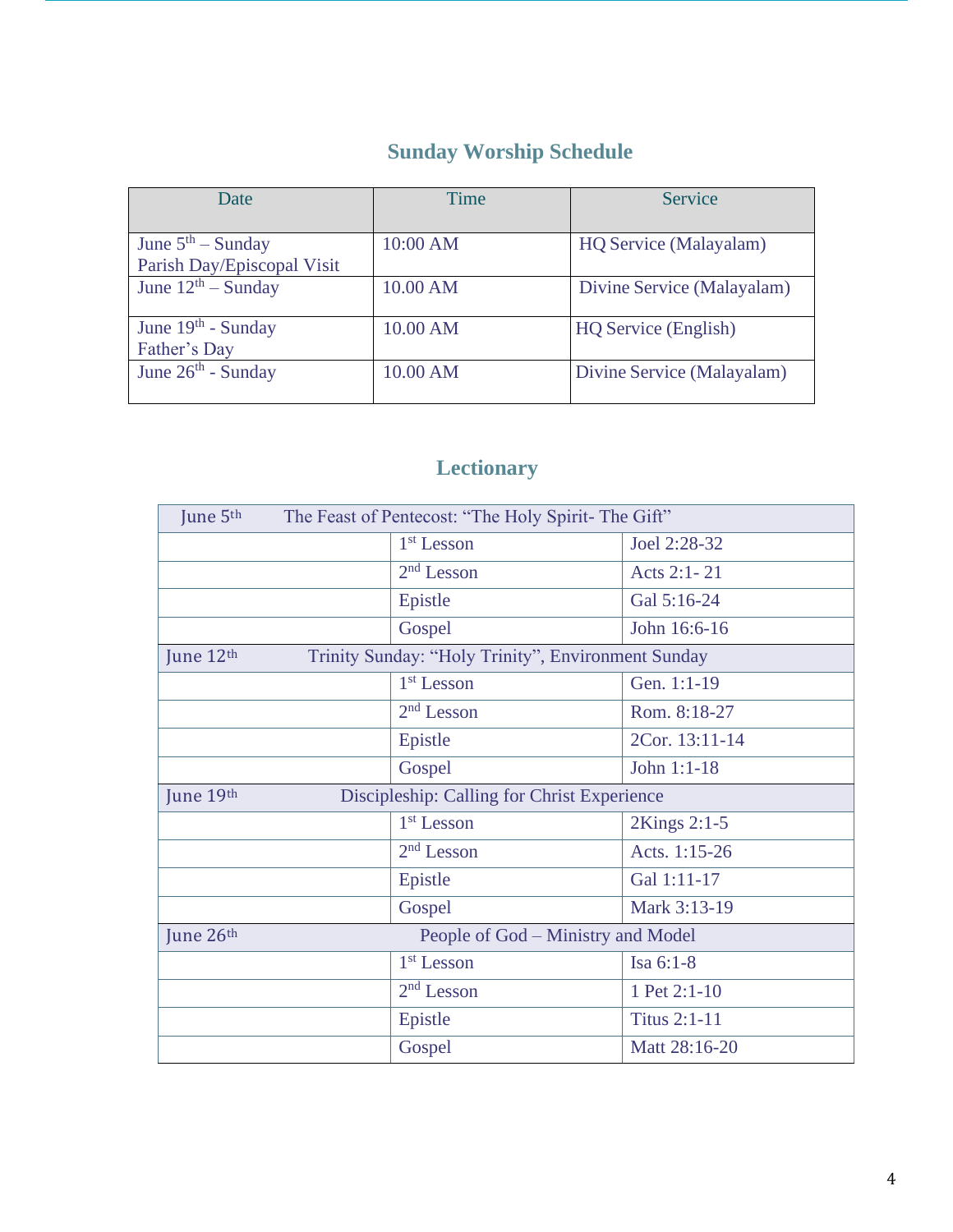## Sunday Worship Schedule

| Date | Time | Service |
|---|---|---|
| June 5th – Sunday<br>Parish Day/Episcopal Visit | 10:00 AM | HQ Service (Malayalam) |
| June 12th – Sunday | 10.00 AM | Divine Service (Malayalam) |
| June 19th - Sunday<br>Father's Day | 10.00 AM | HQ Service (English) |
| June 26th - Sunday | 10.00 AM | Divine Service (Malayalam) |

## Lectionary

| June 5th | The Feast of Pentecost: "The Holy Spirit- The Gift" | |
|---|---|---|
| | 1st Lesson | Joel 2:28-32 |
| | 2nd Lesson | Acts 2:1- 21 |
| | Epistle | Gal 5:16-24 |
| | Gospel | John 16:6-16 |
| **June 12th** | **Trinity Sunday: "Holy Trinity", Environment Sunday** | |
| | 1st Lesson | Gen. 1:1-19 |
| | 2nd Lesson | Rom. 8:18-27 |
| | Epistle | 2Cor. 13:11-14 |
| | Gospel | John 1:1-18 |
| **June 19th** | **Discipleship: Calling for Christ Experience** | |
| | 1st Lesson | 2Kings 2:1-5 |
| | 2nd Lesson | Acts. 1:15-26 |
| | Epistle | Gal 1:11-17 |
| | Gospel | Mark 3:13-19 |
| **June 26th** | **People of God – Ministry and Model** | |
| | 1st Lesson | Isa 6:1-8 |
| | 2nd Lesson | 1 Pet 2:1-10 |
| | Epistle | Titus 2:1-11 |
| | Gospel | Matt 28:16-20 |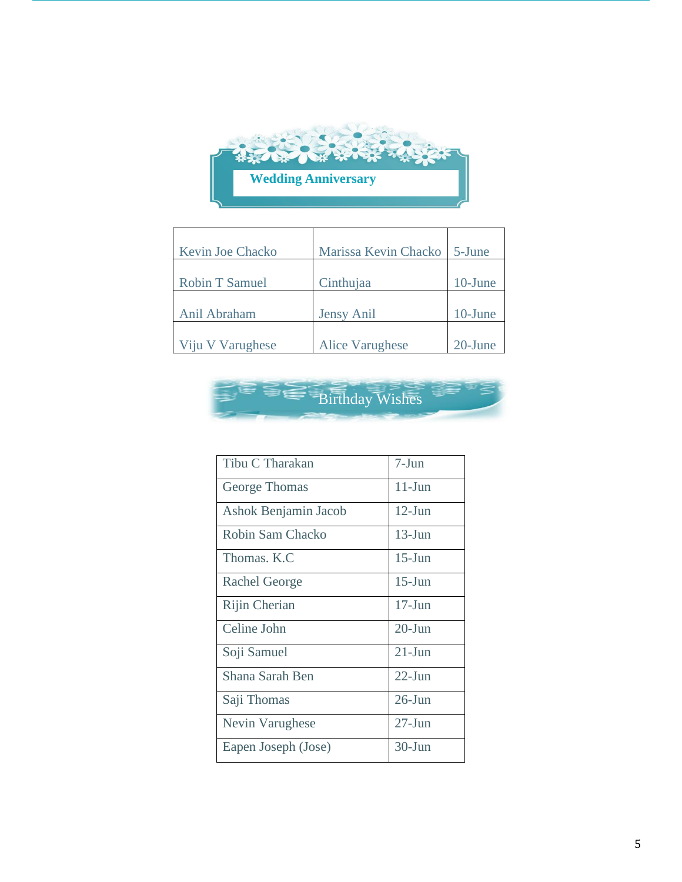## Wedding Anniversary

| | | |
|---|---|---|
| Kevin Joe Chacko | Marissa Kevin Chacko | 5-June |
| Robin T Samuel | Cinthujaa | 10-June |
| Anil Abraham | Jensy Anil | 10-June |
| Viju V Varughese | Alice Varughese | 20-June |

## Birthday Wishes

| | |
|---|---|
| Tibu C Tharakan | 7-Jun |
| George Thomas | 11-Jun |
| Ashok Benjamin Jacob | 12-Jun |
| Robin Sam Chacko | 13-Jun |
| Thomas. K.C | 15-Jun |
| Rachel George | 15-Jun |
| Rijin Cherian | 17-Jun |
| Celine John | 20-Jun |
| Soji Samuel | 21-Jun |
| Shana Sarah Ben | 22-Jun |
| Saji Thomas | 26-Jun |
| Nevin Varughese | 27-Jun |
| Eapen Joseph (Jose) | 30-Jun |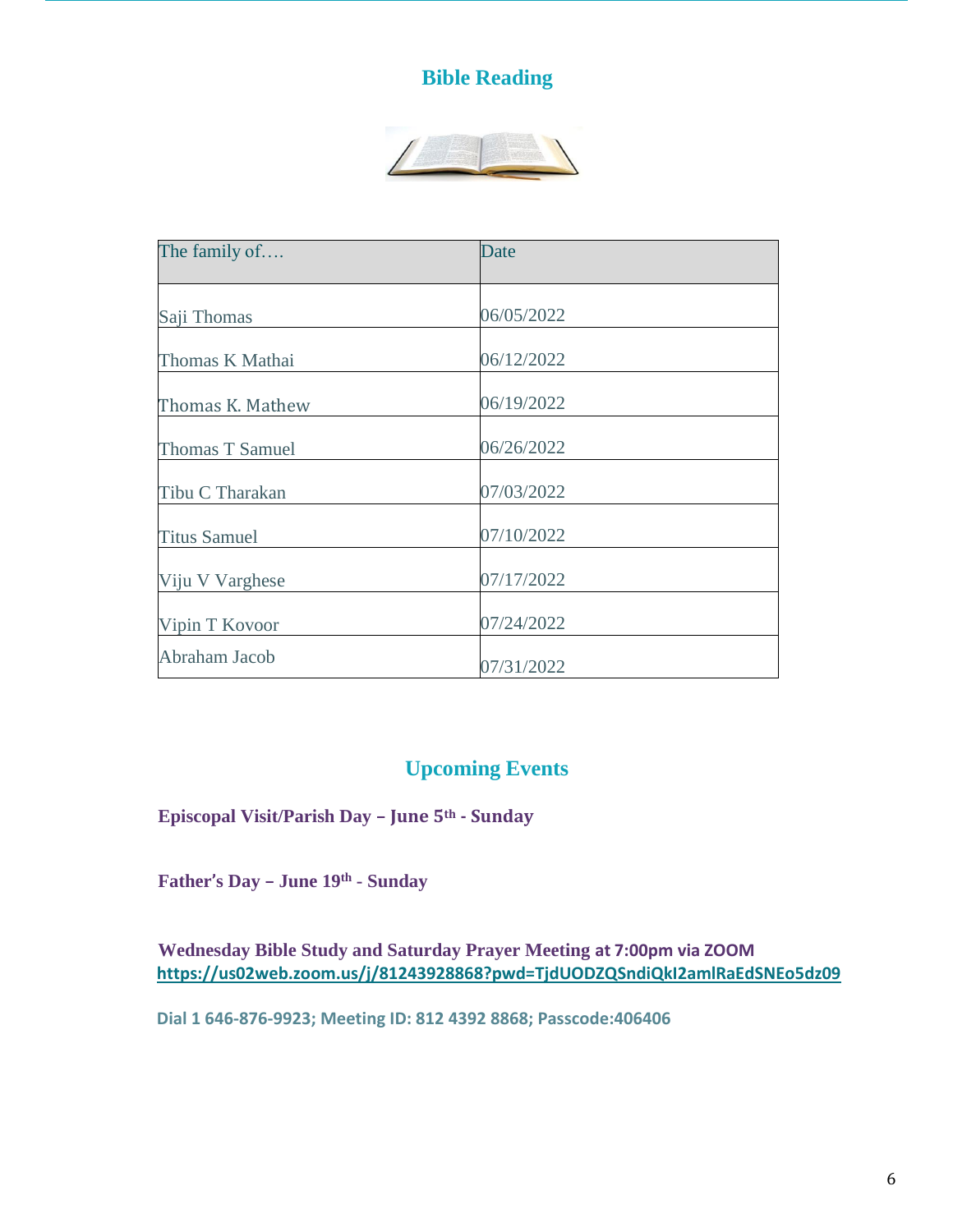## Bible Reading

| The family of…. | Date |
|---|---|
| Saji Thomas | 06/05/2022 |
| Thomas K Mathai | 06/12/2022 |
| Thomas K. Mathew | 06/19/2022 |
| Thomas T Samuel | 06/26/2022 |
| Tibu C Tharakan | 07/03/2022 |
| Titus Samuel | 07/10/2022 |
| Viju V Varghese | 07/17/2022 |
| Vipin T Kovoor | 07/24/2022 |
| Abraham Jacob | 07/31/2022 |

## Upcoming Events

**Episcopal Visit/Parish Day – June 5th - Sunday**

**Father's Day – June 19th - Sunday**

**Wednesday Bible Study and Saturday Prayer Meeting at 7:00pm via ZOOM**
**https://us02web.zoom.us/j/81243928868?pwd=TjdUODZQSndiQkI2amlRaEdSNEo5dz09**

**Dial 1 646-876-9923; Meeting ID: 812 4392 8868; Passcode:406406**